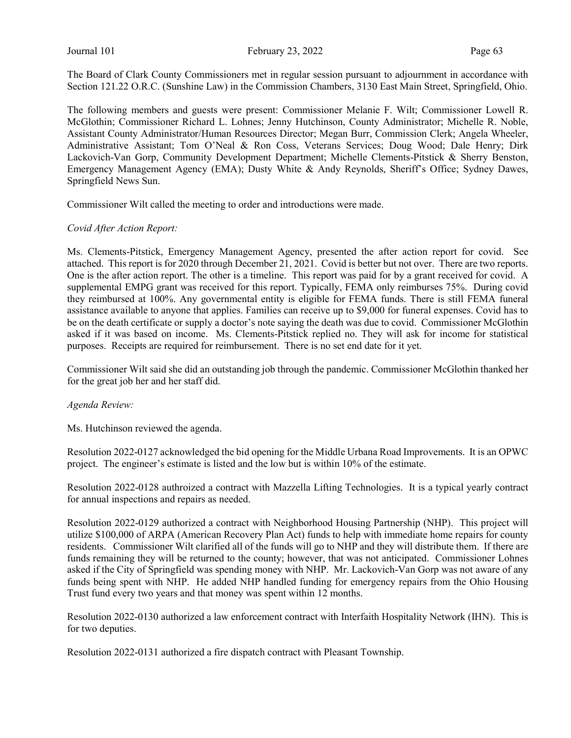The Board of Clark County Commissioners met in regular session pursuant to adjournment in accordance with Section 121.22 O.R.C. (Sunshine Law) in the Commission Chambers, 3130 East Main Street, Springfield, Ohio.

The following members and guests were present: Commissioner Melanie F. Wilt; Commissioner Lowell R. McGlothin; Commissioner Richard L. Lohnes; Jenny Hutchinson, County Administrator; Michelle R. Noble, Assistant County Administrator/Human Resources Director; Megan Burr, Commission Clerk; Angela Wheeler, Administrative Assistant; Tom O'Neal & Ron Coss, Veterans Services; Doug Wood; Dale Henry; Dirk Lackovich-Van Gorp, Community Development Department; Michelle Clements-Pitstick & Sherry Benston, Emergency Management Agency (EMA); Dusty White & Andy Reynolds, Sheriff's Office; Sydney Dawes, Springfield News Sun.

Commissioner Wilt called the meeting to order and introductions were made.

*Covid After Action Report:*

Ms. Clements-Pitstick, Emergency Management Agency, presented the after action report for covid. See attached. This report is for 2020 through December 21, 2021. Covid is better but not over. There are two reports. One is the after action report. The other is a timeline. This report was paid for by a grant received for covid. A supplemental EMPG grant was received for this report. Typically, FEMA only reimburses 75%. During covid they reimbursed at 100%. Any governmental entity is eligible for FEMA funds. There is still FEMA funeral assistance available to anyone that applies. Families can receive up to $9,000 for funeral expenses. Covid has to be on the death certificate or supply a doctor's note saying the death was due to covid. Commissioner McGlothin asked if it was based on income. Ms. Clements-Pitstick replied no. They will ask for income for statistical purposes. Receipts are required for reimbursement. There is no set end date for it yet.

Commissioner Wilt said she did an outstanding job through the pandemic. Commissioner McGlothin thanked her for the great job her and her staff did.

*Agenda Review:*

Ms. Hutchinson reviewed the agenda.

Resolution 2022-0127 acknowledged the bid opening for the Middle Urbana Road Improvements. It is an OPWC project. The engineer's estimate is listed and the low but is within 10% of the estimate.

Resolution 2022-0128 authroized a contract with Mazzella Lifting Technologies. It is a typical yearly contract for annual inspections and repairs as needed.

Resolution 2022-0129 authorized a contract with Neighborhood Housing Partnership (NHP). This project will utilize $100,000 of ARPA (American Recovery Plan Act) funds to help with immediate home repairs for county residents. Commissioner Wilt clarified all of the funds will go to NHP and they will distribute them. If there are funds remaining they will be returned to the county; however, that was not anticipated. Commissioner Lohnes asked if the City of Springfield was spending money with NHP. Mr. Lackovich-Van Gorp was not aware of any funds being spent with NHP. He added NHP handled funding for emergency repairs from the Ohio Housing Trust fund every two years and that money was spent within 12 months.

Resolution 2022-0130 authorized a law enforcement contract with Interfaith Hospitality Network (IHN). This is for two deputies.

Resolution 2022-0131 authorized a fire dispatch contract with Pleasant Township.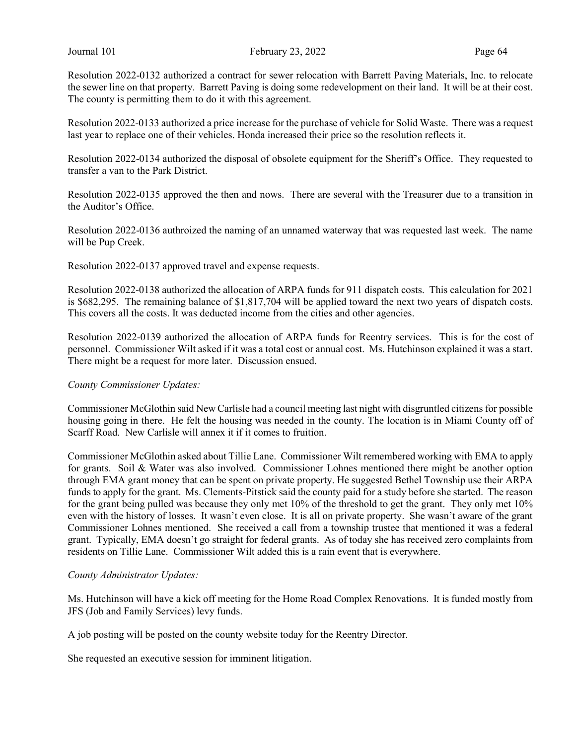Resolution 2022-0132 authorized a contract for sewer relocation with Barrett Paving Materials, Inc. to relocate the sewer line on that property. Barrett Paving is doing some redevelopment on their land. It will be at their cost. The county is permitting them to do it with this agreement.

Resolution 2022-0133 authorized a price increase for the purchase of vehicle for Solid Waste. There was a request last year to replace one of their vehicles. Honda increased their price so the resolution reflects it.

Resolution 2022-0134 authorized the disposal of obsolete equipment for the Sheriff's Office. They requested to transfer a van to the Park District.

Resolution 2022-0135 approved the then and nows. There are several with the Treasurer due to a transition in the Auditor's Office.

Resolution 2022-0136 authroized the naming of an unnamed waterway that was requested last week. The name will be Pup Creek.

Resolution 2022-0137 approved travel and expense requests.

Resolution 2022-0138 authorized the allocation of ARPA funds for 911 dispatch costs. This calculation for 2021 is $682,295. The remaining balance of $1,817,704 will be applied toward the next two years of dispatch costs. This covers all the costs. It was deducted income from the cities and other agencies.

Resolution 2022-0139 authorized the allocation of ARPA funds for Reentry services. This is for the cost of personnel. Commissioner Wilt asked if it was a total cost or annual cost. Ms. Hutchinson explained it was a start. There might be a request for more later. Discussion ensued.

*County Commissioner Updates:*

Commissioner McGlothin said New Carlisle had a council meeting last night with disgruntled citizens for possible housing going in there. He felt the housing was needed in the county. The location is in Miami County off of Scarff Road. New Carlisle will annex it if it comes to fruition.

Commissioner McGlothin asked about Tillie Lane. Commissioner Wilt remembered working with EMA to apply for grants. Soil & Water was also involved. Commissioner Lohnes mentioned there might be another option through EMA grant money that can be spent on private property. He suggested Bethel Township use their ARPA funds to apply for the grant. Ms. Clements-Pitstick said the county paid for a study before she started. The reason for the grant being pulled was because they only met 10% of the threshold to get the grant. They only met 10% even with the history of losses. It wasn't even close. It is all on private property. She wasn't aware of the grant Commissioner Lohnes mentioned. She received a call from a township trustee that mentioned it was a federal grant. Typically, EMA doesn't go straight for federal grants. As of today she has received zero complaints from residents on Tillie Lane. Commissioner Wilt added this is a rain event that is everywhere.

*County Administrator Updates:*

Ms. Hutchinson will have a kick off meeting for the Home Road Complex Renovations. It is funded mostly from JFS (Job and Family Services) levy funds.

A job posting will be posted on the county website today for the Reentry Director.

She requested an executive session for imminent litigation.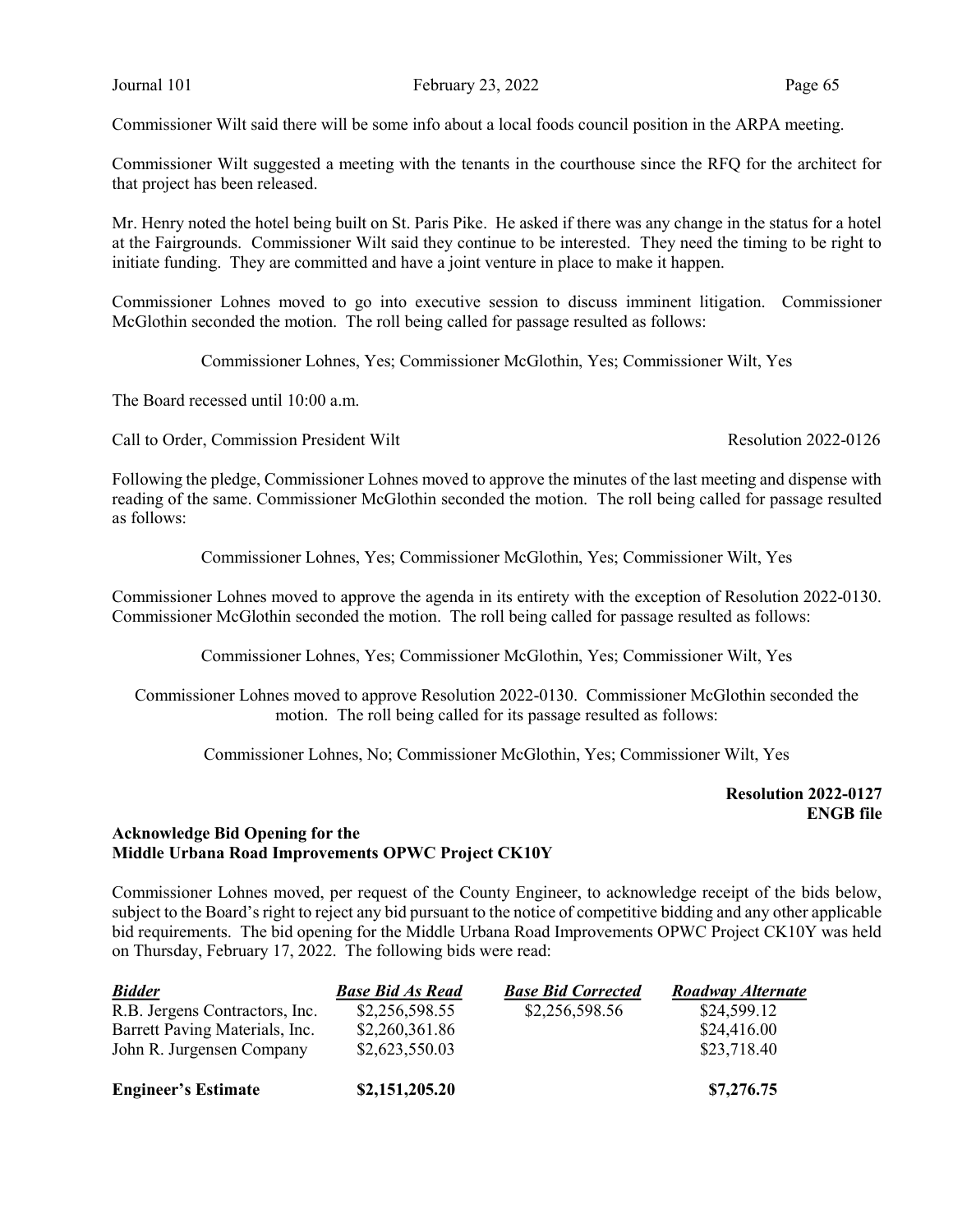Commissioner Wilt said there will be some info about a local foods council position in the ARPA meeting.

Commissioner Wilt suggested a meeting with the tenants in the courthouse since the RFQ for the architect for that project has been released.

Mr. Henry noted the hotel being built on St. Paris Pike. He asked if there was any change in the status for a hotel at the Fairgrounds. Commissioner Wilt said they continue to be interested. They need the timing to be right to initiate funding. They are committed and have a joint venture in place to make it happen.

Commissioner Lohnes moved to go into executive session to discuss imminent litigation. Commissioner McGlothin seconded the motion. The roll being called for passage resulted as follows:

Commissioner Lohnes, Yes; Commissioner McGlothin, Yes; Commissioner Wilt, Yes

The Board recessed until 10:00 a.m.

Call to Order, Commission President Wilt — Resolution 2022-0126

Following the pledge, Commissioner Lohnes moved to approve the minutes of the last meeting and dispense with reading of the same. Commissioner McGlothin seconded the motion. The roll being called for passage resulted as follows:

Commissioner Lohnes, Yes; Commissioner McGlothin, Yes; Commissioner Wilt, Yes

Commissioner Lohnes moved to approve the agenda in its entirety with the exception of Resolution 2022-0130. Commissioner McGlothin seconded the motion. The roll being called for passage resulted as follows:

Commissioner Lohnes, Yes; Commissioner McGlothin, Yes; Commissioner Wilt, Yes

Commissioner Lohnes moved to approve Resolution 2022-0130. Commissioner McGlothin seconded the motion. The roll being called for its passage resulted as follows:

Commissioner Lohnes, No; Commissioner McGlothin, Yes; Commissioner Wilt, Yes

**Resolution 2022-0127**
**ENGB file**

**Acknowledge Bid Opening for the**
**Middle Urbana Road Improvements OPWC Project CK10Y**

Commissioner Lohnes moved, per request of the County Engineer, to acknowledge receipt of the bids below, subject to the Board's right to reject any bid pursuant to the notice of competitive bidding and any other applicable bid requirements. The bid opening for the Middle Urbana Road Improvements OPWC Project CK10Y was held on Thursday, February 17, 2022. The following bids were read:

| ***Bidder*** | ***Base Bid As Read*** | ***Base Bid Corrected*** | ***Roadway Alternate*** |
|---|---|---|---|
| R.B. Jergens Contractors, Inc. | $2,256,598.55 | $2,256,598.56 | $24,599.12 |
| Barrett Paving Materials, Inc. | $2,260,361.86 | | $24,416.00 |
| John R. Jurgensen Company | $2,623,550.03 | | $23,718.40 |
| **Engineer's Estimate** | **$2,151,205.20** | | **$7,276.75** |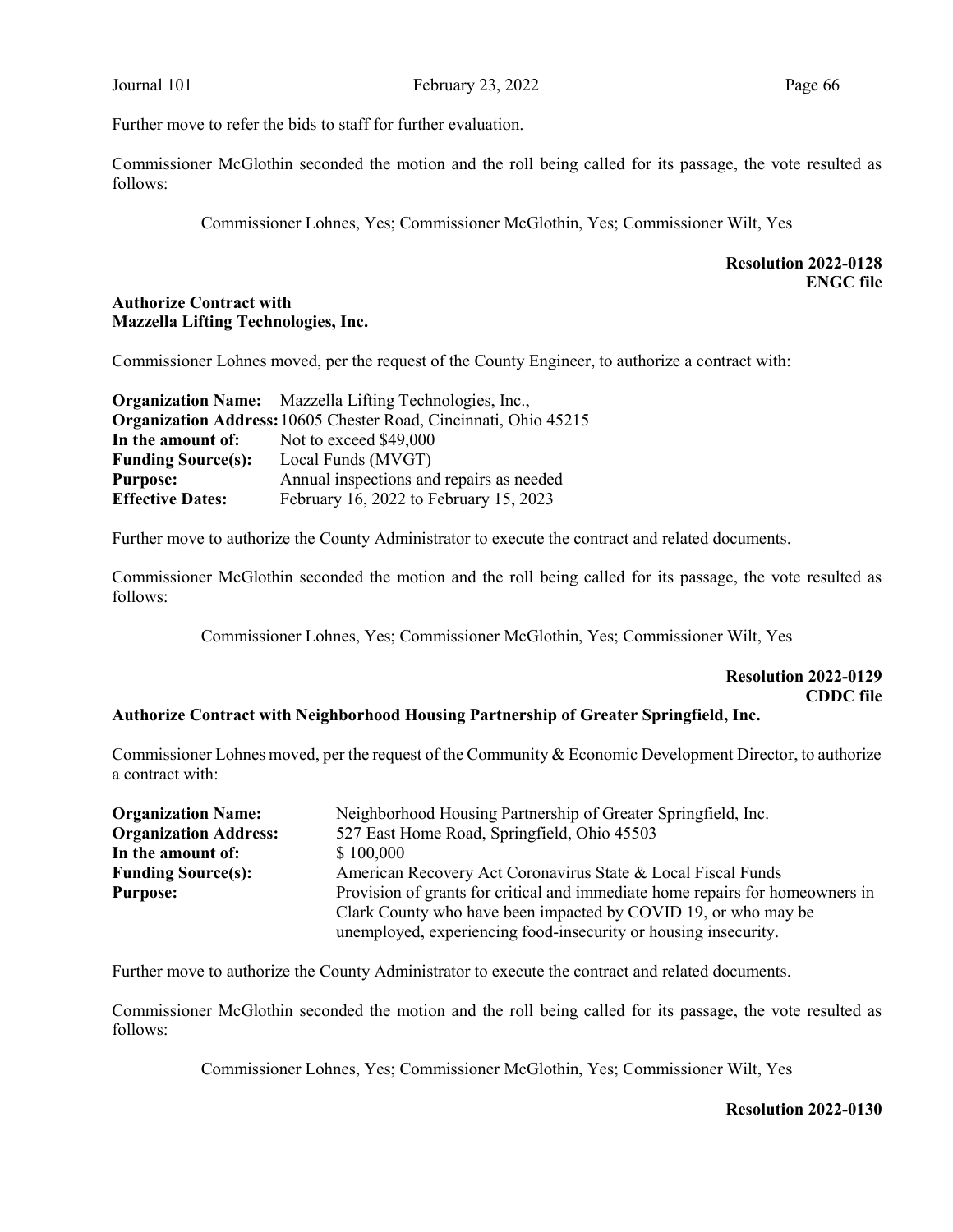Further move to refer the bids to staff for further evaluation.

Commissioner McGlothin seconded the motion and the roll being called for its passage, the vote resulted as follows:

Commissioner Lohnes, Yes; Commissioner McGlothin, Yes; Commissioner Wilt, Yes

**Resolution 2022-0128**
**ENGC file**

**Authorize Contract with Mazzella Lifting Technologies, Inc.**

Commissioner Lohnes moved, per the request of the County Engineer, to authorize a contract with:

**Organization Name:** Mazzella Lifting Technologies, Inc.,
**Organization Address:** 10605 Chester Road, Cincinnati, Ohio 45215
**In the amount of:** Not to exceed $49,000
**Funding Source(s):** Local Funds (MVGT)
**Purpose:** Annual inspections and repairs as needed
**Effective Dates:** February 16, 2022 to February 15, 2023

Further move to authorize the County Administrator to execute the contract and related documents.

Commissioner McGlothin seconded the motion and the roll being called for its passage, the vote resulted as follows:

Commissioner Lohnes, Yes; Commissioner McGlothin, Yes; Commissioner Wilt, Yes

**Resolution 2022-0129**
**CDDC file**

**Authorize Contract with Neighborhood Housing Partnership of Greater Springfield, Inc.**

Commissioner Lohnes moved, per the request of the Community & Economic Development Director, to authorize a contract with:

**Organization Name:** Neighborhood Housing Partnership of Greater Springfield, Inc.
**Organization Address:** 527 East Home Road, Springfield, Ohio 45503
**In the amount of:** $ 100,000
**Funding Source(s):** American Recovery Act Coronavirus State & Local Fiscal Funds
**Purpose:** Provision of grants for critical and immediate home repairs for homeowners in Clark County who have been impacted by COVID 19, or who may be unemployed, experiencing food-insecurity or housing insecurity.

Further move to authorize the County Administrator to execute the contract and related documents.

Commissioner McGlothin seconded the motion and the roll being called for its passage, the vote resulted as follows:

Commissioner Lohnes, Yes; Commissioner McGlothin, Yes; Commissioner Wilt, Yes

**Resolution 2022-0130**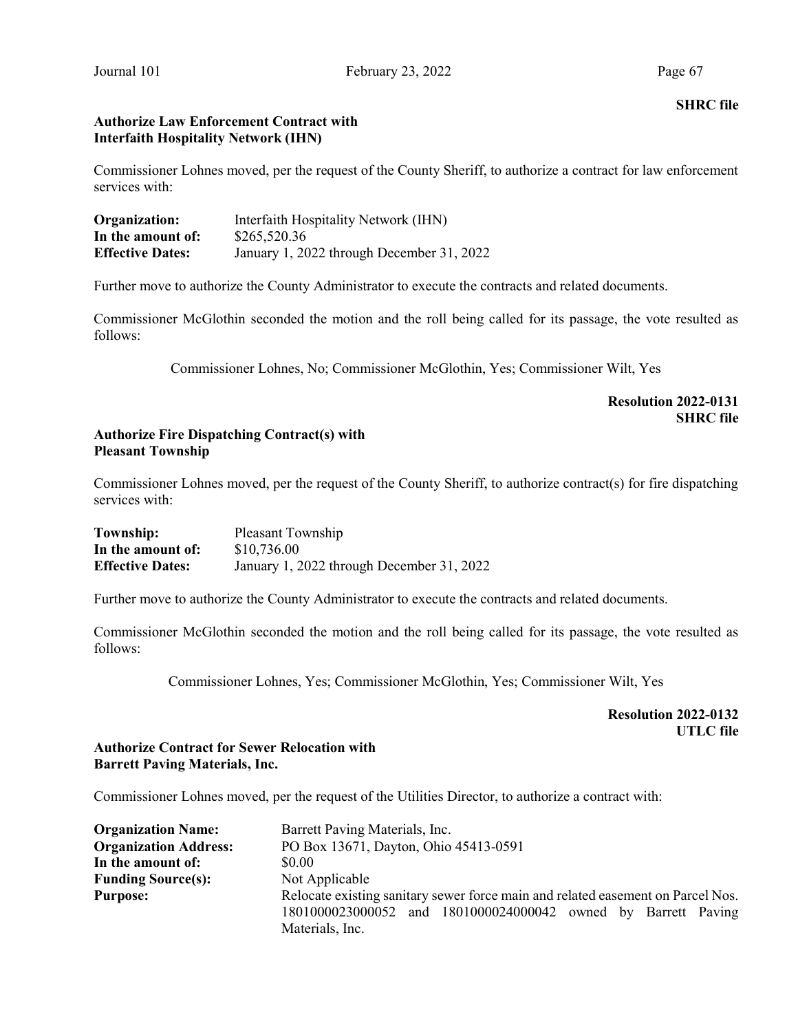**SHRC file**

**Authorize Law Enforcement Contract with Interfaith Hospitality Network (IHN)**

Commissioner Lohnes moved, per the request of the County Sheriff, to authorize a contract for law enforcement services with:

| | |
|---|---|
| **Organization:** | Interfaith Hospitality Network (IHN) |
| **In the amount of:** | $265,520.36 |
| **Effective Dates:** | January 1, 2022 through December 31, 2022 |

Further move to authorize the County Administrator to execute the contracts and related documents.

Commissioner McGlothin seconded the motion and the roll being called for its passage, the vote resulted as follows:

Commissioner Lohnes, No; Commissioner McGlothin, Yes; Commissioner Wilt, Yes

**Resolution 2022-0131**
**SHRC file**

**Authorize Fire Dispatching Contract(s) with Pleasant Township**

Commissioner Lohnes moved, per the request of the County Sheriff, to authorize contract(s) for fire dispatching services with:

| | |
|---|---|
| **Township:** | Pleasant Township |
| **In the amount of:** | $10,736.00 |
| **Effective Dates:** | January 1, 2022 through December 31, 2022 |

Further move to authorize the County Administrator to execute the contracts and related documents.

Commissioner McGlothin seconded the motion and the roll being called for its passage, the vote resulted as follows:

Commissioner Lohnes, Yes; Commissioner McGlothin, Yes; Commissioner Wilt, Yes

**Resolution 2022-0132**
**UTLC file**

**Authorize Contract for Sewer Relocation with Barrett Paving Materials, Inc.**

Commissioner Lohnes moved, per the request of the Utilities Director, to authorize a contract with:

| | |
|---|---|
| **Organization Name:** | Barrett Paving Materials, Inc. |
| **Organization Address:** | PO Box 13671, Dayton, Ohio 45413-0591 |
| **In the amount of:** | $0.00 |
| **Funding Source(s):** | Not Applicable |
| **Purpose:** | Relocate existing sanitary sewer force main and related easement on Parcel Nos. 1801000023000052 and 1801000024000042 owned by Barrett Paving Materials, Inc. |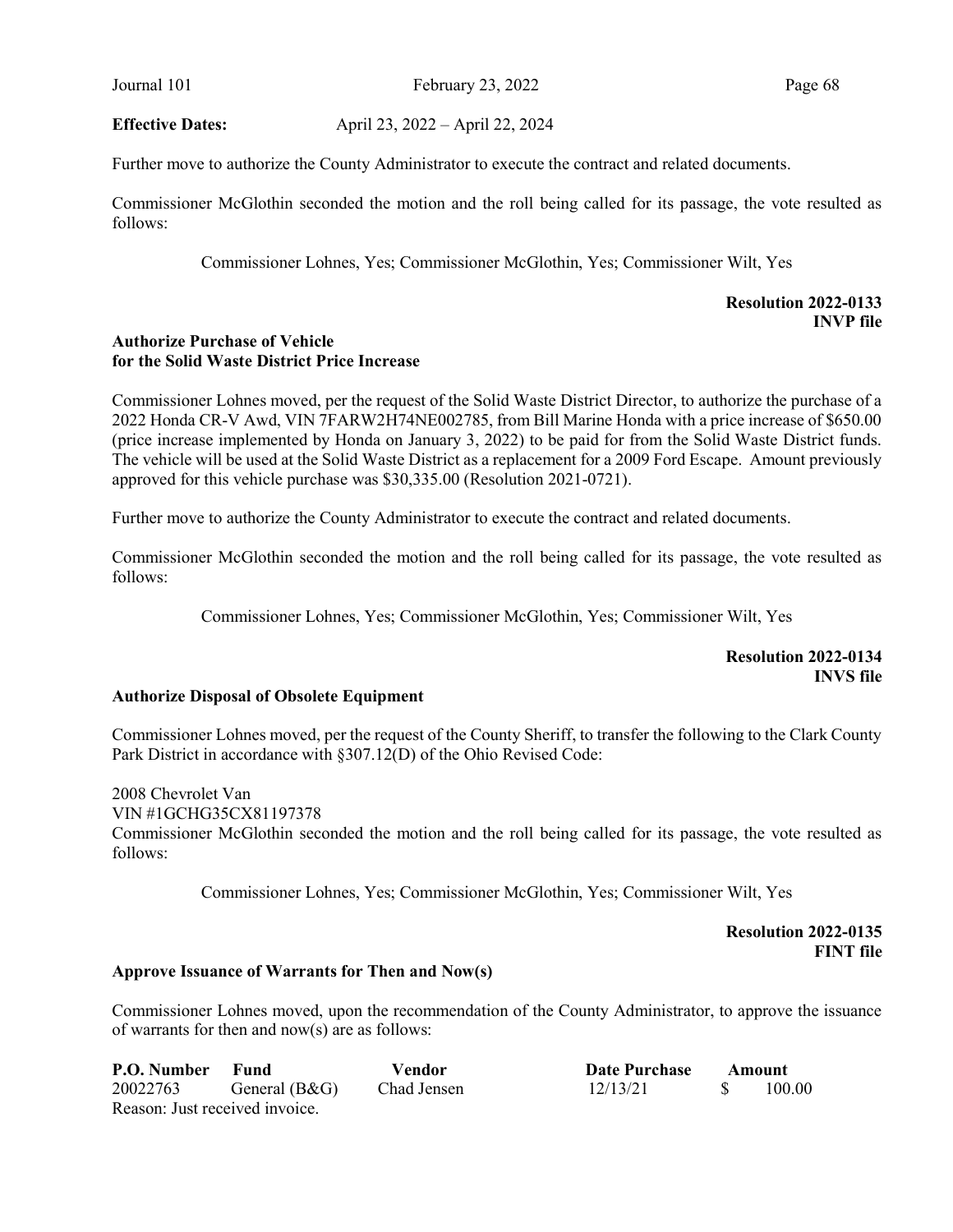**Effective Dates:** April 23, 2022 – April 22, 2024

Further move to authorize the County Administrator to execute the contract and related documents.

Commissioner McGlothin seconded the motion and the roll being called for its passage, the vote resulted as follows:

Commissioner Lohnes, Yes; Commissioner McGlothin, Yes; Commissioner Wilt, Yes

**Resolution 2022-0133**
**INVP file**

**Authorize Purchase of Vehicle for the Solid Waste District Price Increase**

Commissioner Lohnes moved, per the request of the Solid Waste District Director, to authorize the purchase of a 2022 Honda CR-V Awd, VIN 7FARW2H74NE002785, from Bill Marine Honda with a price increase of $650.00 (price increase implemented by Honda on January 3, 2022) to be paid for from the Solid Waste District funds. The vehicle will be used at the Solid Waste District as a replacement for a 2009 Ford Escape. Amount previously approved for this vehicle purchase was $30,335.00 (Resolution 2021-0721).

Further move to authorize the County Administrator to execute the contract and related documents.

Commissioner McGlothin seconded the motion and the roll being called for its passage, the vote resulted as follows:

Commissioner Lohnes, Yes; Commissioner McGlothin, Yes; Commissioner Wilt, Yes

**Resolution 2022-0134**
**INVS file**

**Authorize Disposal of Obsolete Equipment**

Commissioner Lohnes moved, per the request of the County Sheriff, to transfer the following to the Clark County Park District in accordance with §307.12(D) of the Ohio Revised Code:

2008 Chevrolet Van
VIN #1GCHG35CX81197378
Commissioner McGlothin seconded the motion and the roll being called for its passage, the vote resulted as follows:

Commissioner Lohnes, Yes; Commissioner McGlothin, Yes; Commissioner Wilt, Yes

**Resolution 2022-0135**
**FINT file**

**Approve Issuance of Warrants for Then and Now(s)**

Commissioner Lohnes moved, upon the recommendation of the County Administrator, to approve the issuance of warrants for then and now(s) are as follows:

| P.O. Number | Fund | Vendor | Date Purchase | Amount |
|---|---|---|---|---|
| 20022763 | General (B&G) | Chad Jensen | 12/13/21 | $ 100.00 |

Reason: Just received invoice.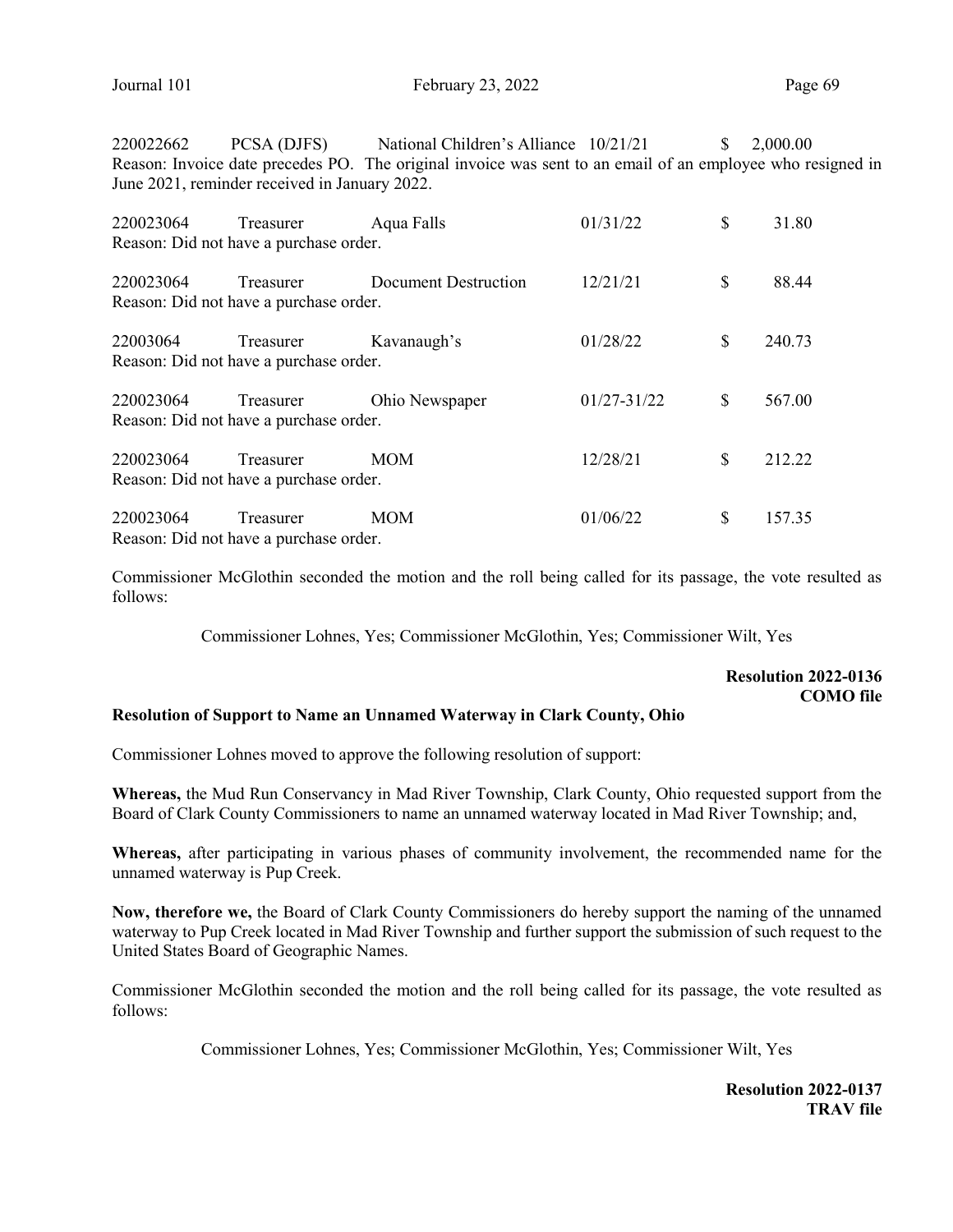220022662 PCSA (DJFS) National Children's Alliance 10/21/21 $ 2,000.00
Reason: Invoice date precedes PO. The original invoice was sent to an email of an employee who resigned in June 2021, reminder received in January 2022.

220023064 Treasurer Aqua Falls 01/31/22 $ 31.80
Reason: Did not have a purchase order.

220023064 Treasurer Document Destruction 12/21/21 $ 88.44
Reason: Did not have a purchase order.

22003064 Treasurer Kavanaugh's 01/28/22 $ 240.73
Reason: Did not have a purchase order.

220023064 Treasurer Ohio Newspaper 01/27-31/22 $ 567.00
Reason: Did not have a purchase order.

220023064 Treasurer MOM 12/28/21 $ 212.22
Reason: Did not have a purchase order.

220023064 Treasurer MOM 01/06/22 $ 157.35
Reason: Did not have a purchase order.

Commissioner McGlothin seconded the motion and the roll being called for its passage, the vote resulted as follows:

Commissioner Lohnes, Yes; Commissioner McGlothin, Yes; Commissioner Wilt, Yes

**Resolution 2022-0136**
**COMO file**

**Resolution of Support to Name an Unnamed Waterway in Clark County, Ohio**

Commissioner Lohnes moved to approve the following resolution of support:

**Whereas,** the Mud Run Conservancy in Mad River Township, Clark County, Ohio requested support from the Board of Clark County Commissioners to name an unnamed waterway located in Mad River Township; and,

**Whereas,** after participating in various phases of community involvement, the recommended name for the unnamed waterway is Pup Creek.

**Now, therefore we,** the Board of Clark County Commissioners do hereby support the naming of the unnamed waterway to Pup Creek located in Mad River Township and further support the submission of such request to the United States Board of Geographic Names.

Commissioner McGlothin seconded the motion and the roll being called for its passage, the vote resulted as follows:

Commissioner Lohnes, Yes; Commissioner McGlothin, Yes; Commissioner Wilt, Yes

**Resolution 2022-0137**
**TRAV file**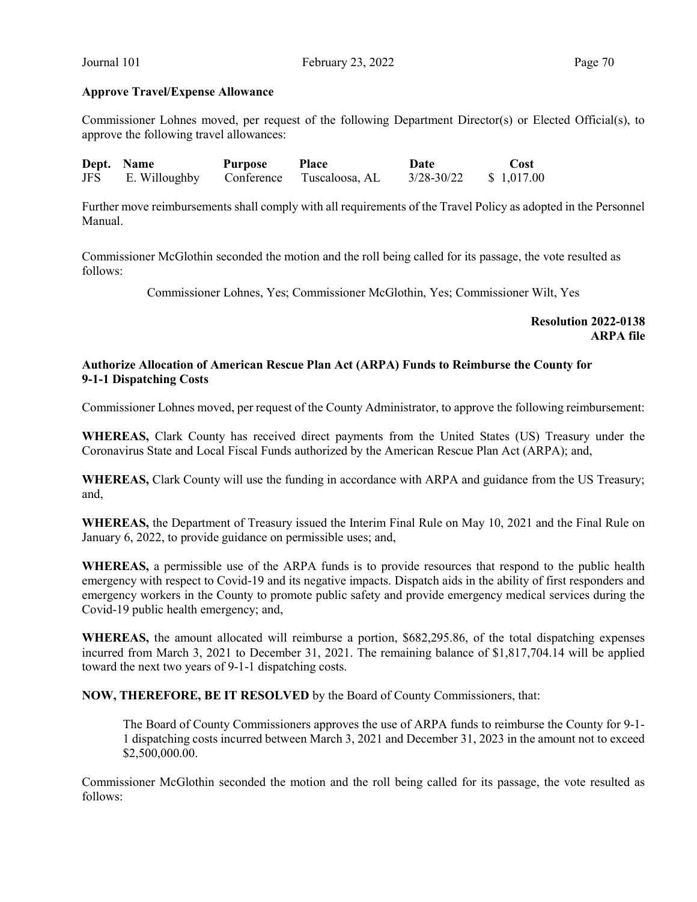**Approve Travel/Expense Allowance**

Commissioner Lohnes moved, per request of the following Department Director(s) or Elected Official(s), to approve the following travel allowances:

| Dept. | Name | Purpose | Place | Date | Cost |
|---|---|---|---|---|---|
| JFS | E. Willoughby | Conference | Tuscaloosa, AL | 3/28-30/22 | $ 1,017.00 |

Further move reimbursements shall comply with all requirements of the Travel Policy as adopted in the Personnel Manual.

Commissioner McGlothin seconded the motion and the roll being called for its passage, the vote resulted as follows:

Commissioner Lohnes, Yes; Commissioner McGlothin, Yes; Commissioner Wilt, Yes

**Resolution 2022-0138**
**ARPA file**

**Authorize Allocation of American Rescue Plan Act (ARPA) Funds to Reimburse the County for 9-1-1 Dispatching Costs**

Commissioner Lohnes moved, per request of the County Administrator, to approve the following reimbursement:

**WHEREAS,** Clark County has received direct payments from the United States (US) Treasury under the Coronavirus State and Local Fiscal Funds authorized by the American Rescue Plan Act (ARPA); and,

**WHEREAS,** Clark County will use the funding in accordance with ARPA and guidance from the US Treasury; and,

**WHEREAS,** the Department of Treasury issued the Interim Final Rule on May 10, 2021 and the Final Rule on January 6, 2022, to provide guidance on permissible uses; and,

**WHEREAS,** a permissible use of the ARPA funds is to provide resources that respond to the public health emergency with respect to Covid-19 and its negative impacts. Dispatch aids in the ability of first responders and emergency workers in the County to promote public safety and provide emergency medical services during the Covid-19 public health emergency; and,

**WHEREAS,** the amount allocated will reimburse a portion, $682,295.86, of the total dispatching expenses incurred from March 3, 2021 to December 31, 2021. The remaining balance of $1,817,704.14 will be applied toward the next two years of 9-1-1 dispatching costs.

**NOW, THEREFORE, BE IT RESOLVED** by the Board of County Commissioners, that:

> The Board of County Commissioners approves the use of ARPA funds to reimburse the County for 9-1-1 dispatching costs incurred between March 3, 2021 and December 31, 2023 in the amount not to exceed $2,500,000.00.

Commissioner McGlothin seconded the motion and the roll being called for its passage, the vote resulted as follows: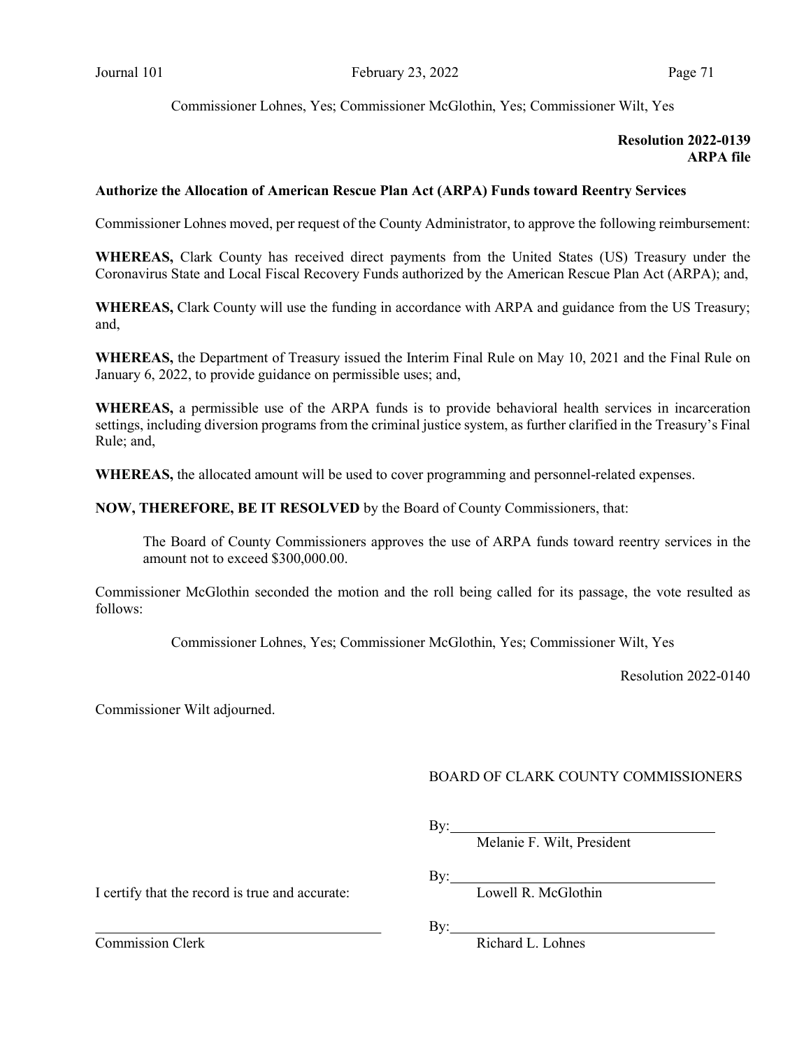Commissioner Lohnes, Yes; Commissioner McGlothin, Yes; Commissioner Wilt, Yes

**Resolution 2022-0139**
**ARPA file**

**Authorize the Allocation of American Rescue Plan Act (ARPA) Funds toward Reentry Services**

Commissioner Lohnes moved, per request of the County Administrator, to approve the following reimbursement:

**WHEREAS,** Clark County has received direct payments from the United States (US) Treasury under the Coronavirus State and Local Fiscal Recovery Funds authorized by the American Rescue Plan Act (ARPA); and,

**WHEREAS,** Clark County will use the funding in accordance with ARPA and guidance from the US Treasury; and,

**WHEREAS,** the Department of Treasury issued the Interim Final Rule on May 10, 2021 and the Final Rule on January 6, 2022, to provide guidance on permissible uses; and,

**WHEREAS,** a permissible use of the ARPA funds is to provide behavioral health services in incarceration settings, including diversion programs from the criminal justice system, as further clarified in the Treasury's Final Rule; and,

**WHEREAS,** the allocated amount will be used to cover programming and personnel-related expenses.

**NOW, THEREFORE, BE IT RESOLVED** by the Board of County Commissioners, that:

> The Board of County Commissioners approves the use of ARPA funds toward reentry services in the amount not to exceed $300,000.00.

Commissioner McGlothin seconded the motion and the roll being called for its passage, the vote resulted as follows:

Commissioner Lohnes, Yes; Commissioner McGlothin, Yes; Commissioner Wilt, Yes

Resolution 2022-0140

Commissioner Wilt adjourned.

BOARD OF CLARK COUNTY COMMISSIONERS

By:\_\_\_\_\_\_\_\_\_\_\_\_\_\_\_\_\_\_\_\_\_\_\_\_\_\_\_\_\_\_\_\_\_\_\_
Melanie F. Wilt, President

By:\_\_\_\_\_\_\_\_\_\_\_\_\_\_\_\_\_\_\_\_\_\_\_\_\_\_\_\_\_\_\_\_\_\_\_
Lowell R. McGlothin

By:\_\_\_\_\_\_\_\_\_\_\_\_\_\_\_\_\_\_\_\_\_\_\_\_\_\_\_\_\_\_\_\_\_\_\_
Richard L. Lohnes

I certify that the record is true and accurate:

\_\_\_\_\_\_\_\_\_\_\_\_\_\_\_\_\_\_\_\_\_\_\_\_\_\_\_\_\_\_\_\_\_\_\_\_\_\_\_\_
Commission Clerk